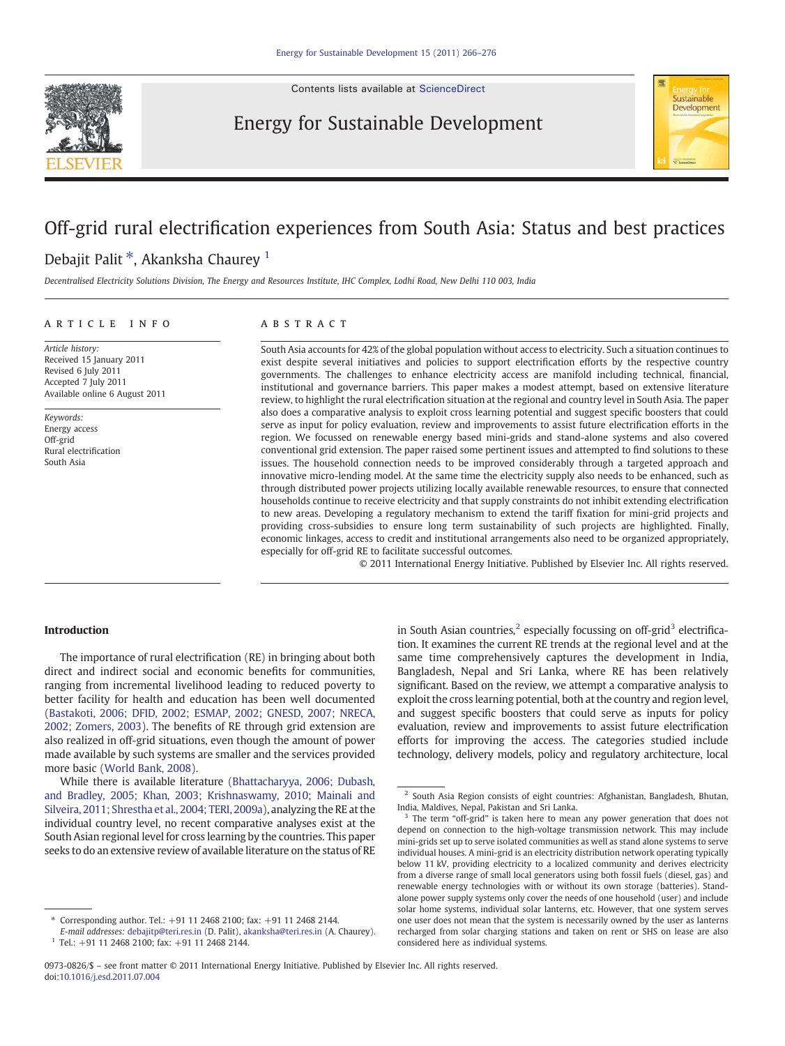# Off-grid rural electrification experiences from South Asia: Status and best practices

Debajit Palit *, Akanksha Chaurey [1]

*Decentralised Electricity Solutions Division, The Energy and Resources Institute, IHC Complex, Lodhi Road, New Delhi 110 003, India*

## ARTICLE INFO

*Article history:*
Received 15 January 2011
Revised 6 July 2011
Accepted 7 July 2011
Available online 6 August 2011

*Keywords:*
Energy access
Off-grid
Rural electrification
South Asia

## ABSTRACT

South Asia accounts for 42% of the global population without access to electricity. Such a situation continues to exist despite several initiatives and policies to support electrification efforts by the respective country governments. The challenges to enhance electricity access are manifold including technical, financial, institutional and governance barriers. This paper makes a modest attempt, based on extensive literature review, to highlight the rural electrification situation at the regional and country level in South Asia. The paper also does a comparative analysis to exploit cross learning potential and suggest specific boosters that could serve as input for policy evaluation, review and improvements to assist future electrification efforts in the region. We focussed on renewable energy based mini-grids and stand-alone systems and also covered conventional grid extension. The paper raised some pertinent issues and attempted to find solutions to these issues. The household connection needs to be improved considerably through a targeted approach and innovative micro-lending model. At the same time the electricity supply also needs to be enhanced, such as through distributed power projects utilizing locally available renewable resources, to ensure that connected households continue to receive electricity and that supply constraints do not inhibit extending electrification to new areas. Developing a regulatory mechanism to extend the tariff fixation for mini-grid projects and providing cross-subsidies to ensure long term sustainability of such projects are highlighted. Finally, economic linkages, access to credit and institutional arrangements also need to be organized appropriately, especially for off-grid RE to facilitate successful outcomes.

© 2011 International Energy Initiative. Published by Elsevier Inc. All rights reserved.

## Introduction

The importance of rural electrification (RE) in bringing about both direct and indirect social and economic benefits for communities, ranging from incremental livelihood leading to reduced poverty to better facility for health and education has been well documented (Bastakoti, 2006; DFID, 2002; ESMAP, 2002; GNESD, 2007; NRECA, 2002; Zomers, 2003). The benefits of RE through grid extension are also realized in off-grid situations, even though the amount of power made available by such systems are smaller and the services provided more basic (World Bank, 2008).

While there is available literature (Bhattacharyya, 2006; Dubash, and Bradley, 2005; Khan, 2003; Krishnaswamy, 2010; Mainali and Silveira, 2011; Shrestha et al., 2004; TERI, 2009a), analyzing the RE at the individual country level, no recent comparative analyses exist at the South Asian regional level for cross learning by the countries. This paper seeks to do an extensive review of available literature on the status of RE in South Asian countries,[2] especially focussing on off-grid[3] electrification. It examines the current RE trends at the regional level and at the same time comprehensively captures the development in India, Bangladesh, Nepal and Sri Lanka, where RE has been relatively significant. Based on the review, we attempt a comparative analysis to exploit the cross learning potential, both at the country and region level, and suggest specific boosters that could serve as inputs for policy evaluation, review and improvements to assist future electrification efforts for improving the access. The categories studied include technology, delivery models, policy and regulatory architecture, local

---

* Corresponding author. Tel.: +91 11 2468 2100; fax: +91 11 2468 2144.
*E-mail addresses:* debajitp@teri.res.in (D. Palit), akanksha@teri.res.in (A. Chaurey).

[1] Tel.: +91 11 2468 2100; fax: +91 11 2468 2144.

[2] South Asia Region consists of eight countries: Afghanistan, Bangladesh, Bhutan, India, Maldives, Nepal, Pakistan and Sri Lanka.

[3] The term "off-grid" is taken here to mean any power generation that does not depend on connection to the high-voltage transmission network. This may include mini-grids set up to serve isolated communities as well as stand alone systems to serve individual houses. A mini-grid is an electricity distribution network operating typically below 11 kV, providing electricity to a localized community and derives electricity from a diverse range of small local generators using both fossil fuels (diesel, gas) and renewable energy technologies with or without its own storage (batteries). Stand-alone power supply systems only cover the needs of one household (user) and include solar home systems, individual solar lanterns, etc. However, that one system serves one user does not mean that the system is necessarily owned by the user as lanterns recharged from solar charging stations and taken on rent or SHS on lease are also considered here as individual systems.

0973-0826/$ – see front matter © 2011 International Energy Initiative. Published by Elsevier Inc. All rights reserved.
doi:10.1016/j.esd.2011.07.004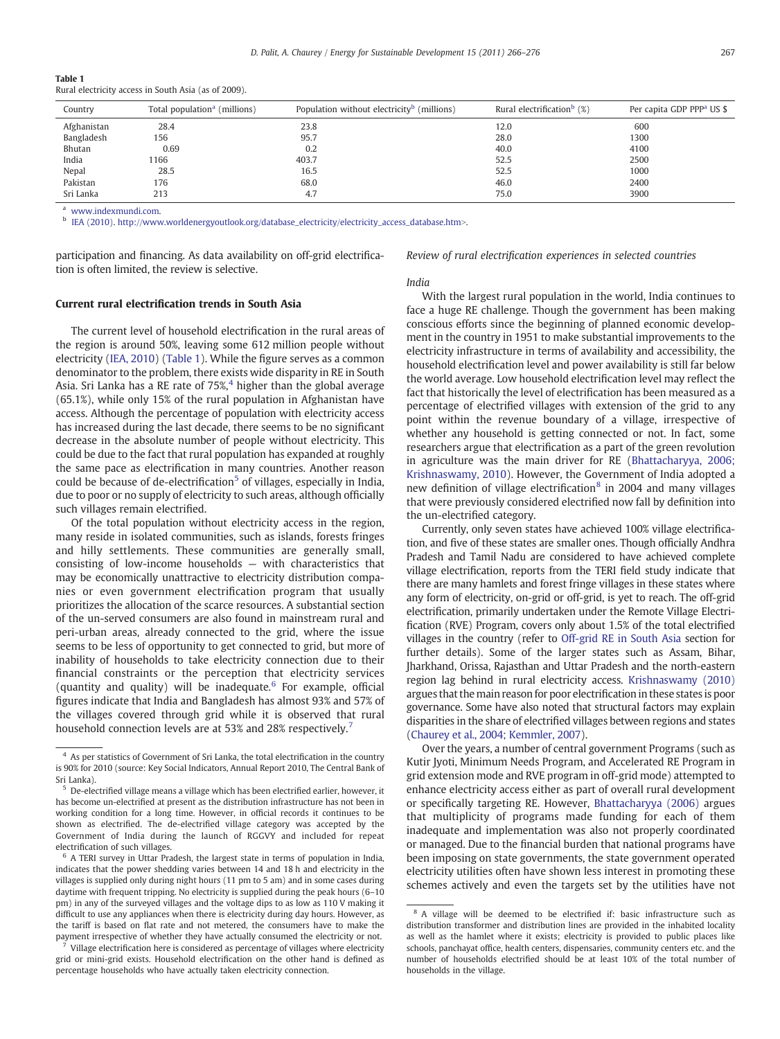**Table 1**
Rural electricity access in South Asia (as of 2009).

| Country | Total population[a] (millions) | Population without electricity[b] (millions) | Rural electrification[b] (%) | Per capita GDP PPP[a] US $ |
|---|---|---|---|---|
| Afghanistan | 28.4 | 23.8 | 12.0 | 600 |
| Bangladesh | 156 | 95.7 | 28.0 | 1300 |
| Bhutan | 0.69 | 0.2 | 40.0 | 4100 |
| India | 1166 | 403.7 | 52.5 | 2500 |
| Nepal | 28.5 | 16.5 | 52.5 | 1000 |
| Pakistan | 176 | 68.0 | 46.0 | 2400 |
| Sri Lanka | 213 | 4.7 | 75.0 | 3900 |

[a] www.indexmundi.com.
[b] IEA (2010). http://www.worldenergyoutlook.org/database_electricity/electricity_access_database.htm>.

participation and financing. As data availability on off-grid electrification is often limited, the review is selective.

## Current rural electrification trends in South Asia

The current level of household electrification in the rural areas of the region is around 50%, leaving some 612 million people without electricity (IEA, 2010) (Table 1). While the figure serves as a common denominator to the problem, there exists wide disparity in RE in South Asia. Sri Lanka has a RE rate of 75%,[4] higher than the global average (65.1%), while only 15% of the rural population in Afghanistan have access. Although the percentage of population with electricity access has increased during the last decade, there seems to be no significant decrease in the absolute number of people without electricity. This could be due to the fact that rural population has expanded at roughly the same pace as electrification in many countries. Another reason could be because of de-electrification[5] of villages, especially in India, due to poor or no supply of electricity to such areas, although officially such villages remain electrified.

Of the total population without electricity access in the region, many reside in isolated communities, such as islands, forests fringes and hilly settlements. These communities are generally small, consisting of low-income households — with characteristics that may be economically unattractive to electricity distribution companies or even government electrification program that usually prioritizes the allocation of the scarce resources. A substantial section of the un-served consumers are also found in mainstream rural and peri-urban areas, already connected to the grid, where the issue seems to be less of opportunity to get connected to grid, but more of inability of households to take electricity connection due to their financial constraints or the perception that electricity services (quantity and quality) will be inadequate.[6] For example, official figures indicate that India and Bangladesh has almost 93% and 57% of the villages covered through grid while it is observed that rural household connection levels are at 53% and 28% respectively.[7]

[4] As per statistics of Government of Sri Lanka, the total electrification in the country is 90% for 2010 (source: Key Social Indicators, Annual Report 2010, The Central Bank of Sri Lanka).

[5] De-electrified village means a village which has been electrified earlier, however, it has become un-electrified at present as the distribution infrastructure has not been in working condition for a long time. However, in official records it continues to be shown as electrified. The de-electrified village category was accepted by the Government of India during the launch of RGGVY and included for repeat electrification of such villages.

[6] A TERI survey in Uttar Pradesh, the largest state in terms of population in India, indicates that the power shedding varies between 14 and 18 h and electricity in the villages is supplied only during night hours (11 pm to 5 am) and in some cases during daytime with frequent tripping. No electricity is supplied during the peak hours (6–10 pm) in any of the surveyed villages and the voltage dips to as low as 110 V making it difficult to use any appliances when there is electricity during day hours. However, as the tariff is based on flat rate and not metered, the consumers have to make the payment irrespective of whether they have actually consumed the electricity or not.

[7] Village electrification here is considered as percentage of villages where electricity grid or mini-grid exists. Household electrification on the other hand is defined as percentage households who have actually taken electricity connection.

### *Review of rural electrification experiences in selected countries*

#### *India*

With the largest rural population in the world, India continues to face a huge RE challenge. Though the government has been making conscious efforts since the beginning of planned economic development in the country in 1951 to make substantial improvements to the electricity infrastructure in terms of availability and accessibility, the household electrification level and power availability is still far below the world average. Low household electrification level may reflect the fact that historically the level of electrification has been measured as a percentage of electrified villages with extension of the grid to any point within the revenue boundary of a village, irrespective of whether any household is getting connected or not. In fact, some researchers argue that electrification as a part of the green revolution in agriculture was the main driver for RE (Bhattacharyya, 2006; Krishnaswamy, 2010). However, the Government of India adopted a new definition of village electrification[8] in 2004 and many villages that were previously considered electrified now fall by definition into the un-electrified category.

Currently, only seven states have achieved 100% village electrification, and five of these states are smaller ones. Though officially Andhra Pradesh and Tamil Nadu are considered to have achieved complete village electrification, reports from the TERI field study indicate that there are many hamlets and forest fringe villages in these states where any form of electricity, on-grid or off-grid, is yet to reach. The off-grid electrification, primarily undertaken under the Remote Village Electrification (RVE) Program, covers only about 1.5% of the total electrified villages in the country (refer to Off-grid RE in South Asia section for further details). Some of the larger states such as Assam, Bihar, Jharkhand, Orissa, Rajasthan and Uttar Pradesh and the north-eastern region lag behind in rural electricity access. Krishnaswamy (2010) argues that the main reason for poor electrification in these states is poor governance. Some have also noted that structural factors may explain disparities in the share of electrified villages between regions and states (Chaurey et al., 2004; Kemmler, 2007).

Over the years, a number of central government Programs (such as Kutir Jyoti, Minimum Needs Program, and Accelerated RE Program in grid extension mode and RVE program in off-grid mode) attempted to enhance electricity access either as part of overall rural development or specifically targeting RE. However, Bhattacharyya (2006) argues that multiplicity of programs made funding for each of them inadequate and implementation was also not properly coordinated or managed. Due to the financial burden that national programs have been imposing on state governments, the state government operated electricity utilities often have shown less interest in promoting these schemes actively and even the targets set by the utilities have not

[8] A village will be deemed to be electrified if: basic infrastructure such as distribution transformer and distribution lines are provided in the inhabited locality as well as the hamlet where it exists; electricity is provided to public places like schools, panchayat office, health centers, dispensaries, community centers etc. and the number of households electrified should be at least 10% of the total number of households in the village.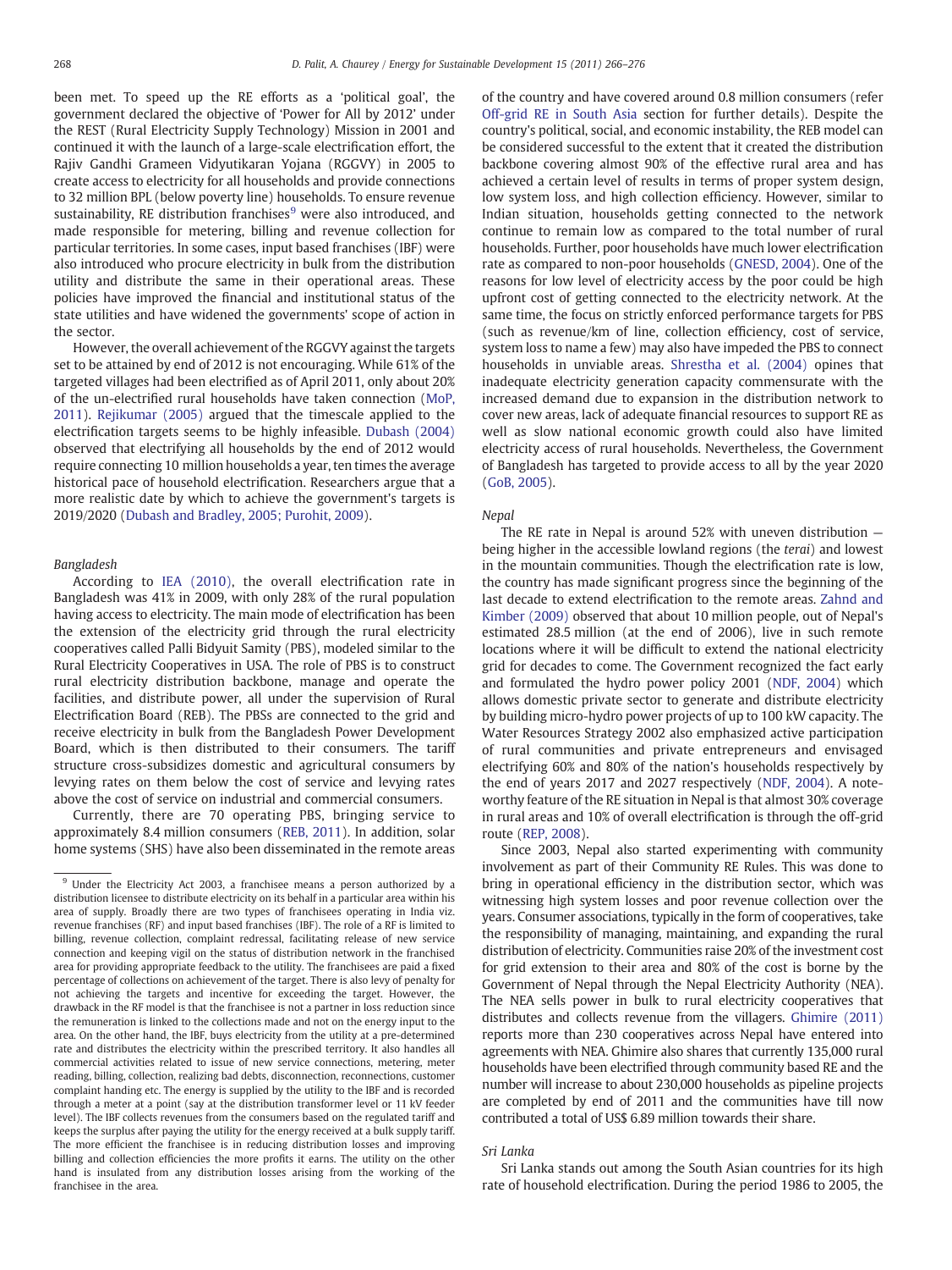been met. To speed up the RE efforts as a 'political goal', the government declared the objective of 'Power for All by 2012' under the REST (Rural Electricity Supply Technology) Mission in 2001 and continued it with the launch of a large-scale electrification effort, the Rajiv Gandhi Grameen Vidyutikaran Yojana (RGGVY) in 2005 to create access to electricity for all households and provide connections to 32 million BPL (below poverty line) households. To ensure revenue sustainability, RE distribution franchises[9] were also introduced, and made responsible for metering, billing and revenue collection for particular territories. In some cases, input based franchises (IBF) were also introduced who procure electricity in bulk from the distribution utility and distribute the same in their operational areas. These policies have improved the financial and institutional status of the state utilities and have widened the governments' scope of action in the sector.

However, the overall achievement of the RGGVY against the targets set to be attained by end of 2012 is not encouraging. While 61% of the targeted villages had been electrified as of April 2011, only about 20% of the un-electrified rural households have taken connection (MoP, 2011). Rejikumar (2005) argued that the timescale applied to the electrification targets seems to be highly infeasible. Dubash (2004) observed that electrifying all households by the end of 2012 would require connecting 10 million households a year, ten times the average historical pace of household electrification. Researchers argue that a more realistic date by which to achieve the government's targets is 2019/2020 (Dubash and Bradley, 2005; Purohit, 2009).

*Bangladesh*

According to IEA (2010), the overall electrification rate in Bangladesh was 41% in 2009, with only 28% of the rural population having access to electricity. The main mode of electrification has been the extension of the electricity grid through the rural electricity cooperatives called Palli Bidyuit Samity (PBS), modeled similar to the Rural Electricity Cooperatives in USA. The role of PBS is to construct rural electricity distribution backbone, manage and operate the facilities, and distribute power, all under the supervision of Rural Electrification Board (REB). The PBSs are connected to the grid and receive electricity in bulk from the Bangladesh Power Development Board, which is then distributed to their consumers. The tariff structure cross-subsidizes domestic and agricultural consumers by levying rates on them below the cost of service and levying rates above the cost of service on industrial and commercial consumers.

Currently, there are 70 operating PBS, bringing service to approximately 8.4 million consumers (REB, 2011). In addition, solar home systems (SHS) have also been disseminated in the remote areas of the country and have covered around 0.8 million consumers (refer Off-grid RE in South Asia section for further details). Despite the country's political, social, and economic instability, the REB model can be considered successful to the extent that it created the distribution backbone covering almost 90% of the effective rural area and has achieved a certain level of results in terms of proper system design, low system loss, and high collection efficiency. However, similar to Indian situation, households getting connected to the network continue to remain low as compared to the total number of rural households. Further, poor households have much lower electrification rate as compared to non-poor households (GNESD, 2004). One of the reasons for low level of electricity access by the poor could be high upfront cost of getting connected to the electricity network. At the same time, the focus on strictly enforced performance targets for PBS (such as revenue/km of line, collection efficiency, cost of service, system loss to name a few) may also have impeded the PBS to connect households in unviable areas. Shrestha et al. (2004) opines that inadequate electricity generation capacity commensurate with the increased demand due to expansion in the distribution network to cover new areas, lack of adequate financial resources to support RE as well as slow national economic growth could also have limited electricity access of rural households. Nevertheless, the Government of Bangladesh has targeted to provide access to all by the year 2020 (GoB, 2005).

*Nepal*

The RE rate in Nepal is around 52% with uneven distribution — being higher in the accessible lowland regions (the *terai*) and lowest in the mountain communities. Though the electrification rate is low, the country has made significant progress since the beginning of the last decade to extend electrification to the remote areas. Zahnd and Kimber (2009) observed that about 10 million people, out of Nepal's estimated 28.5 million (at the end of 2006), live in such remote locations where it will be difficult to extend the national electricity grid for decades to come. The Government recognized the fact early and formulated the hydro power policy 2001 (NDF, 2004) which allows domestic private sector to generate and distribute electricity by building micro-hydro power projects of up to 100 kW capacity. The Water Resources Strategy 2002 also emphasized active participation of rural communities and private entrepreneurs and envisaged electrifying 60% and 80% of the nation's households respectively by the end of years 2017 and 2027 respectively (NDF, 2004). A noteworthy feature of the RE situation in Nepal is that almost 30% coverage in rural areas and 10% of overall electrification is through the off-grid route (REP, 2008).

Since 2003, Nepal also started experimenting with community involvement as part of their Community RE Rules. This was done to bring in operational efficiency in the distribution sector, which was witnessing high system losses and poor revenue collection over the years. Consumer associations, typically in the form of cooperatives, take the responsibility of managing, maintaining, and expanding the rural distribution of electricity. Communities raise 20% of the investment cost for grid extension to their area and 80% of the cost is borne by the Government of Nepal through the Nepal Electricity Authority (NEA). The NEA sells power in bulk to rural electricity cooperatives that distributes and collects revenue from the villagers. Ghimire (2011) reports more than 230 cooperatives across Nepal have entered into agreements with NEA. Ghimire also shares that currently 135,000 rural households have been electrified through community based RE and the number will increase to about 230,000 households as pipeline projects are completed by end of 2011 and the communities have till now contributed a total of US$ 6.89 million towards their share.

*Sri Lanka*

Sri Lanka stands out among the South Asian countries for its high rate of household electrification. During the period 1986 to 2005, the

[9] Under the Electricity Act 2003, a franchisee means a person authorized by a distribution licensee to distribute electricity on its behalf in a particular area within his area of supply. Broadly there are two types of franchisees operating in India viz. revenue franchises (RF) and input based franchises (IBF). The role of a RF is limited to billing, revenue collection, complaint redressal, facilitating release of new service connection and keeping vigil on the status of distribution network in the franchised area for providing appropriate feedback to the utility. The franchisees are paid a fixed percentage of collections on achievement of the target. There is also levy of penalty for not achieving the targets and incentive for exceeding the target. However, the drawback in the RF model is that the franchisee is not a partner in loss reduction since the remuneration is linked to the collections made and not on the energy input to the area. On the other hand, the IBF, buys electricity from the utility at a pre-determined rate and distributes the electricity within the prescribed territory. It also handles all commercial activities related to issue of new service connections, metering, meter reading, billing, collection, realizing bad debts, disconnection, reconnections, customer complaint handing etc. The energy is supplied by the utility to the IBF and is recorded through a meter at a point (say at the distribution transformer level or 11 kV feeder level). The IBF collects revenues from the consumers based on the regulated tariff and keeps the surplus after paying the utility for the energy received at a bulk supply tariff. The more efficient the franchisee is in reducing distribution losses and improving billing and collection efficiencies the more profits it earns. The utility on the other hand is insulated from any distribution losses arising from the working of the franchisee in the area.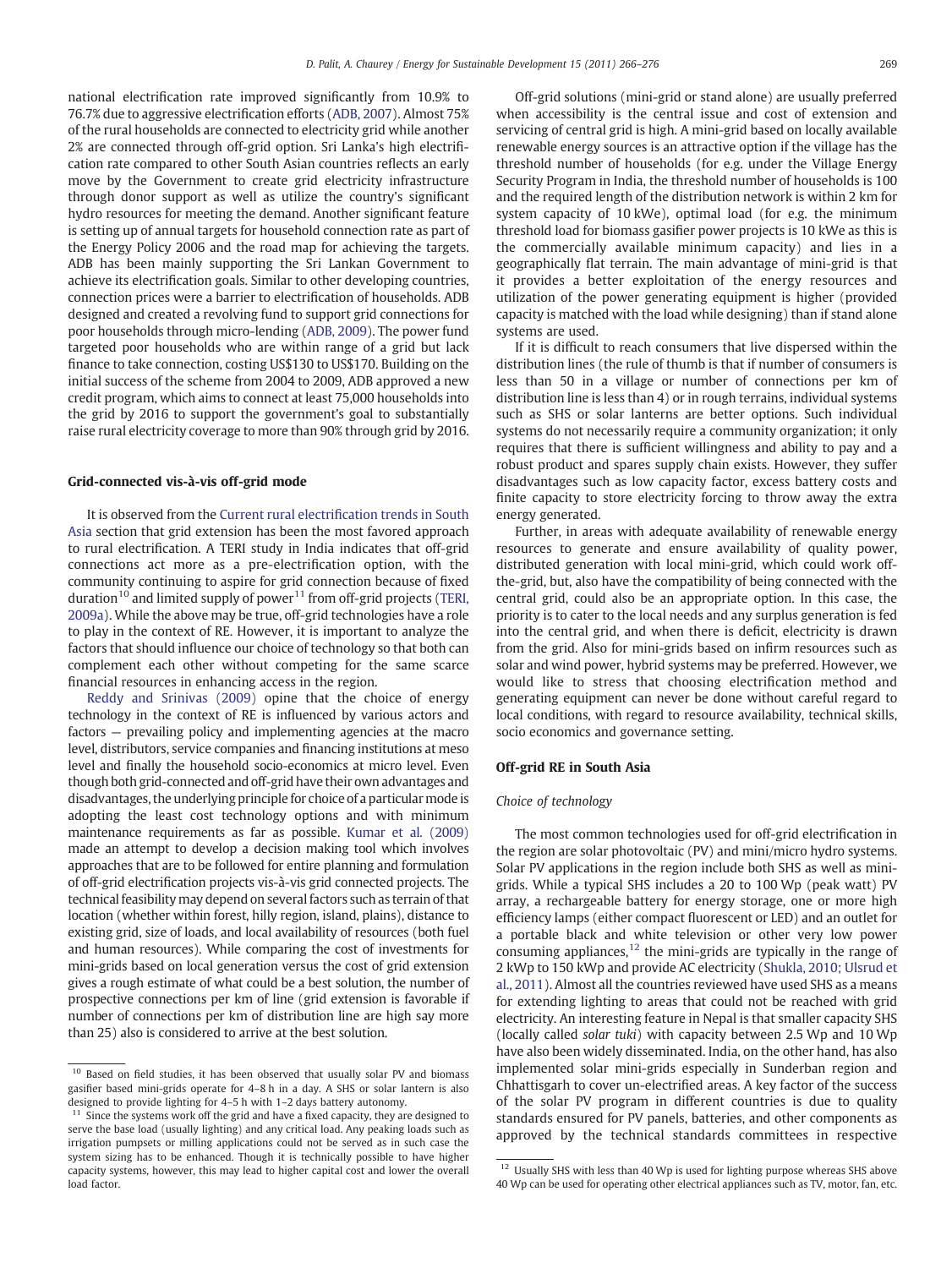national electrification rate improved significantly from 10.9% to 76.7% due to aggressive electrification efforts (ADB, 2007). Almost 75% of the rural households are connected to electricity grid while another 2% are connected through off-grid option. Sri Lanka's high electrification rate compared to other South Asian countries reflects an early move by the Government to create grid electricity infrastructure through donor support as well as utilize the country's significant hydro resources for meeting the demand. Another significant feature is setting up of annual targets for household connection rate as part of the Energy Policy 2006 and the road map for achieving the targets. ADB has been mainly supporting the Sri Lankan Government to achieve its electrification goals. Similar to other developing countries, connection prices were a barrier to electrification of households. ADB designed and created a revolving fund to support grid connections for poor households through micro-lending (ADB, 2009). The power fund targeted poor households who are within range of a grid but lack finance to take connection, costing US$130 to US$170. Building on the initial success of the scheme from 2004 to 2009, ADB approved a new credit program, which aims to connect at least 75,000 households into the grid by 2016 to support the government's goal to substantially raise rural electricity coverage to more than 90% through grid by 2016.

### Grid-connected vis-à-vis off-grid mode

It is observed from the Current rural electrification trends in South Asia section that grid extension has been the most favored approach to rural electrification. A TERI study in India indicates that off-grid connections act more as a pre-electrification option, with the community continuing to aspire for grid connection because of fixed duration[10] and limited supply of power[11] from off-grid projects (TERI, 2009a). While the above may be true, off-grid technologies have a role to play in the context of RE. However, it is important to analyze the factors that should influence our choice of technology so that both can complement each other without competing for the same scarce financial resources in enhancing access in the region.

Reddy and Srinivas (2009) opine that the choice of energy technology in the context of RE is influenced by various actors and factors — prevailing policy and implementing agencies at the macro level, distributors, service companies and financing institutions at meso level and finally the household socio-economics at micro level. Even though both grid-connected and off-grid have their own advantages and disadvantages, the underlying principle for choice of a particular mode is adopting the least cost technology options and with minimum maintenance requirements as far as possible. Kumar et al. (2009) made an attempt to develop a decision making tool which involves approaches that are to be followed for entire planning and formulation of off-grid electrification projects vis-à-vis grid connected projects. The technical feasibility may depend on several factors such as terrain of that location (whether within forest, hilly region, island, plains), distance to existing grid, size of loads, and local availability of resources (both fuel and human resources). While comparing the cost of investments for mini-grids based on local generation versus the cost of grid extension gives a rough estimate of what could be a best solution, the number of prospective connections per km of line (grid extension is favorable if number of connections per km of distribution line are high say more than 25) also is considered to arrive at the best solution.

Off-grid solutions (mini-grid or stand alone) are usually preferred when accessibility is the central issue and cost of extension and servicing of central grid is high. A mini-grid based on locally available renewable energy sources is an attractive option if the village has the threshold number of households (for e.g. under the Village Energy Security Program in India, the threshold number of households is 100 and the required length of the distribution network is within 2 km for system capacity of 10 kWe), optimal load (for e.g. the minimum threshold load for biomass gasifier power projects is 10 kWe as this is the commercially available minimum capacity) and lies in a geographically flat terrain. The main advantage of mini-grid is that it provides a better exploitation of the energy resources and utilization of the power generating equipment is higher (provided capacity is matched with the load while designing) than if stand alone systems are used.

If it is difficult to reach consumers that live dispersed within the distribution lines (the rule of thumb is that if number of consumers is less than 50 in a village or number of connections per km of distribution line is less than 4) or in rough terrains, individual systems such as SHS or solar lanterns are better options. Such individual systems do not necessarily require a community organization; it only requires that there is sufficient willingness and ability to pay and a robust product and spares supply chain exists. However, they suffer disadvantages such as low capacity factor, excess battery costs and finite capacity to store electricity forcing to throw away the extra energy generated.

Further, in areas with adequate availability of renewable energy resources to generate and ensure availability of quality power, distributed generation with local mini-grid, which could work off-the-grid, but, also have the compatibility of being connected with the central grid, could also be an appropriate option. In this case, the priority is to cater to the local needs and any surplus generation is fed into the central grid, and when there is deficit, electricity is drawn from the grid. Also for mini-grids based on infirm resources such as solar and wind power, hybrid systems may be preferred. However, we would like to stress that choosing electrification method and generating equipment can never be done without careful regard to local conditions, with regard to resource availability, technical skills, socio economics and governance setting.

## Off-grid RE in South Asia

### *Choice of technology*

The most common technologies used for off-grid electrification in the region are solar photovoltaic (PV) and mini/micro hydro systems. Solar PV applications in the region include both SHS as well as mini-grids. While a typical SHS includes a 20 to 100 Wp (peak watt) PV array, a rechargeable battery for energy storage, one or more high efficiency lamps (either compact fluorescent or LED) and an outlet for a portable black and white television or other very low power consuming appliances,[12] the mini-grids are typically in the range of 2 kWp to 150 kWp and provide AC electricity (Shukla, 2010; Ulsrud et al., 2011). Almost all the countries reviewed have used SHS as a means for extending lighting to areas that could not be reached with grid electricity. An interesting feature in Nepal is that smaller capacity SHS (locally called *solar tuki*) with capacity between 2.5 Wp and 10 Wp have also been widely disseminated. India, on the other hand, has also implemented solar mini-grids especially in Sunderban region and Chhattisgarh to cover un-electrified areas. A key factor of the success of the solar PV program in different countries is due to quality standards ensured for PV panels, batteries, and other components as approved by the technical standards committees in respective

---

[10] Based on field studies, it has been observed that usually solar PV and biomass gasifier based mini-grids operate for 4–8 h in a day. A SHS or solar lantern is also designed to provide lighting for 4–5 h with 1–2 days battery autonomy.

[11] Since the systems work off the grid and have a fixed capacity, they are designed to serve the base load (usually lighting) and any critical load. Any peaking loads such as irrigation pumpsets or milling applications could not be served as in such case the system sizing has to be enhanced. Though it is technically possible to have higher capacity systems, however, this may lead to higher capital cost and lower the overall load factor.

[12] Usually SHS with less than 40 Wp is used for lighting purpose whereas SHS above 40 Wp can be used for operating other electrical appliances such as TV, motor, fan, etc.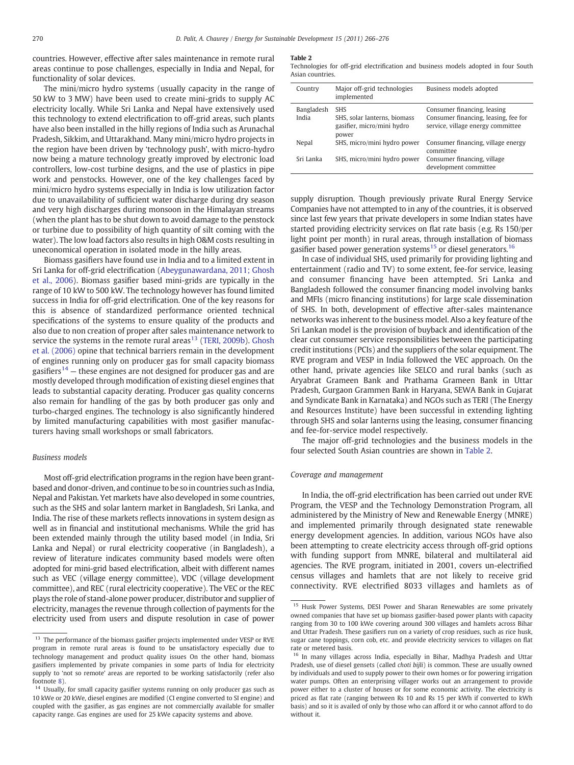countries. However, effective after sales maintenance in remote rural areas continue to pose challenges, especially in India and Nepal, for functionality of solar devices.

The mini/micro hydro systems (usually capacity in the range of 50 kW to 3 MW) have been used to create mini-grids to supply AC electricity locally. While Sri Lanka and Nepal have extensively used this technology to extend electrification to off-grid areas, such plants have also been installed in the hilly regions of India such as Arunachal Pradesh, Sikkim, and Uttarakhand. Many mini/micro hydro projects in the region have been driven by 'technology push', with micro-hydro now being a mature technology greatly improved by electronic load controllers, low-cost turbine designs, and the use of plastics in pipe work and penstocks. However, one of the key challenges faced by mini/micro hydro systems especially in India is low utilization factor due to unavailability of sufficient water discharge during dry season and very high discharges during monsoon in the Himalayan streams (when the plant has to be shut down to avoid damage to the penstock or turbine due to possibility of high quantity of silt coming with the water). The low load factors also results in high O&M costs resulting in uneconomical operation in isolated mode in the hilly areas.

Biomass gasifiers have found use in India and to a limited extent in Sri Lanka for off-grid electrification (Abeygunawardana, 2011; Ghosh et al., 2006). Biomass gasifier based mini-grids are typically in the range of 10 kW to 500 kW. The technology however has found limited success in India for off-grid electrification. One of the key reasons for this is absence of standardized performance oriented technical specifications of the systems to ensure quality of the products and also due to non creation of proper after sales maintenance network to service the systems in the remote rural areas[13] (TERI, 2009b). Ghosh et al. (2006) opine that technical barriers remain in the development of engines running only on producer gas for small capacity biomass gasifiers[14] — these engines are not designed for producer gas and are mostly developed through modification of existing diesel engines that leads to substantial capacity derating. Producer gas quality concerns also remain for handling of the gas by both producer gas only and turbo-charged engines. The technology is also significantly hindered by limited manufacturing capabilities with most gasifier manufacturers having small workshops or small fabricators.

### Business models

Most off-grid electrification programs in the region have been grant-based and donor-driven, and continue to be so in countries such as India, Nepal and Pakistan. Yet markets have also developed in some countries, such as the SHS and solar lantern market in Bangladesh, Sri Lanka, and India. The rise of these markets reflects innovations in system design as well as in financial and institutional mechanisms. While the grid has been extended mainly through the utility based model (in India, Sri Lanka and Nepal) or rural electricity cooperative (in Bangladesh), a review of literature indicates community based models were often adopted for mini-grid based electrification, albeit with different names such as VEC (village energy committee), VDC (village development committee), and REC (rural electricity cooperative). The VEC or the REC plays the role of stand-alone power producer, distributor and supplier of electricity, manages the revenue through collection of payments for the electricity used from users and dispute resolution in case of power supply disruption. Though previously private Rural Energy Service Companies have not attempted to in any of the countries, it is observed since last few years that private developers in some Indian states have started providing electricity services on flat rate basis (e.g. Rs 150/per light point per month) in rural areas, through installation of biomass gasifier based power generation systems[15] or diesel generators.[16]

In case of individual SHS, used primarily for providing lighting and entertainment (radio and TV) to some extent, fee-for service, leasing and consumer financing have been attempted. Sri Lanka and Bangladesh followed the consumer financing model involving banks and MFIs (micro financing institutions) for large scale dissemination of SHS. In both, development of effective after-sales maintenance networks was inherent to the business model. Also a key feature of the Sri Lankan model is the provision of buyback and identification of the clear cut consumer service responsibilities between the participating credit institutions (PCIs) and the suppliers of the solar equipment. The RVE program and VESP in India followed the VEC approach. On the other hand, private agencies like SELCO and rural banks (such as Aryabrat Grameen Bank and Prathama Grameen Bank in Uttar Pradesh, Gurgaon Grammen Bank in Haryana, SEWA Bank in Gujarat and Syndicate Bank in Karnataka) and NGOs such as TERI (The Energy and Resources Institute) have been successful in extending lighting through SHS and solar lanterns using the leasing, consumer financing and fee-for-service model respectively.

The major off-grid technologies and the business models in the four selected South Asian countries are shown in Table 2.

**Table 2**
Technologies for off-grid electrification and business models adopted in four South Asian countries.

| Country | Major off-grid technologies implemented | Business models adopted |
|---|---|---|
| Bangladesh | SHS | Consumer financing, leasing |
| India | SHS, solar lanterns, biomass gasifier, micro/mini hydro power | Consumer financing, leasing, fee for service, village energy committee |
| Nepal | SHS, micro/mini hydro power | Consumer financing, village energy committee |
| Sri Lanka | SHS, micro/mini hydro power | Consumer financing, village development committee |

### Coverage and management

In India, the off-grid electrification has been carried out under RVE Program, the VESP and the Technology Demonstration Program, all administered by the Ministry of New and Renewable Energy (MNRE) and implemented primarily through designated state renewable energy development agencies. In addition, various NGOs have also been attempting to create electricity access through off-grid options with funding support from MNRE, bilateral and multilateral aid agencies. The RVE program, initiated in 2001, covers un-electrified census villages and hamlets that are not likely to receive grid connectivity. RVE electrified 8033 villages and hamlets as of

---

[13] The performance of the biomass gasifier projects implemented under VESP or RVE program in remote rural areas is found to be unsatisfactory especially due to technology management and product quality issues On the other hand, biomass gasifiers implemented by private companies in some parts of India for electricity supply to 'not so remote' areas are reported to be working satisfactorily (refer also footnote 8).

[14] Usually, for small capacity gasifier systems running on only producer gas such as 10 kWe or 20 kWe, diesel engines are modified (CI engine converted to SI engine) and coupled with the gasifier, as gas engines are not commercially available for smaller capacity range. Gas engines are used for 25 kWe capacity systems and above.

[15] Husk Power Systems, DESI Power and Sharan Renewables are some privately owned companies that have set up biomass gasifier-based power plants with capacity ranging from 30 to 100 kWe covering around 300 villages and hamlets across Bihar and Uttar Pradesh. These gasifiers run on a variety of crop residues, such as rice husk, sugar cane toppings, corn cob, etc. and provide electricity services to villages on flat rate or metered basis.

[16] In many villages across India, especially in Bihar, Madhya Pradesh and Uttar Pradesh, use of diesel gensets (called *choti bijli*) is common. These are usually owned by individuals and used to supply power to their own homes or for powering irrigation water pumps. Often an enterprising villager works out an arrangement to provide power either to a cluster of houses or for some economic activity. The electricity is priced as flat rate (ranging between Rs 10 and Rs 15 per kWh if converted to kWh basis) and so it is availed of only by those who can afford it or who cannot afford to do without it.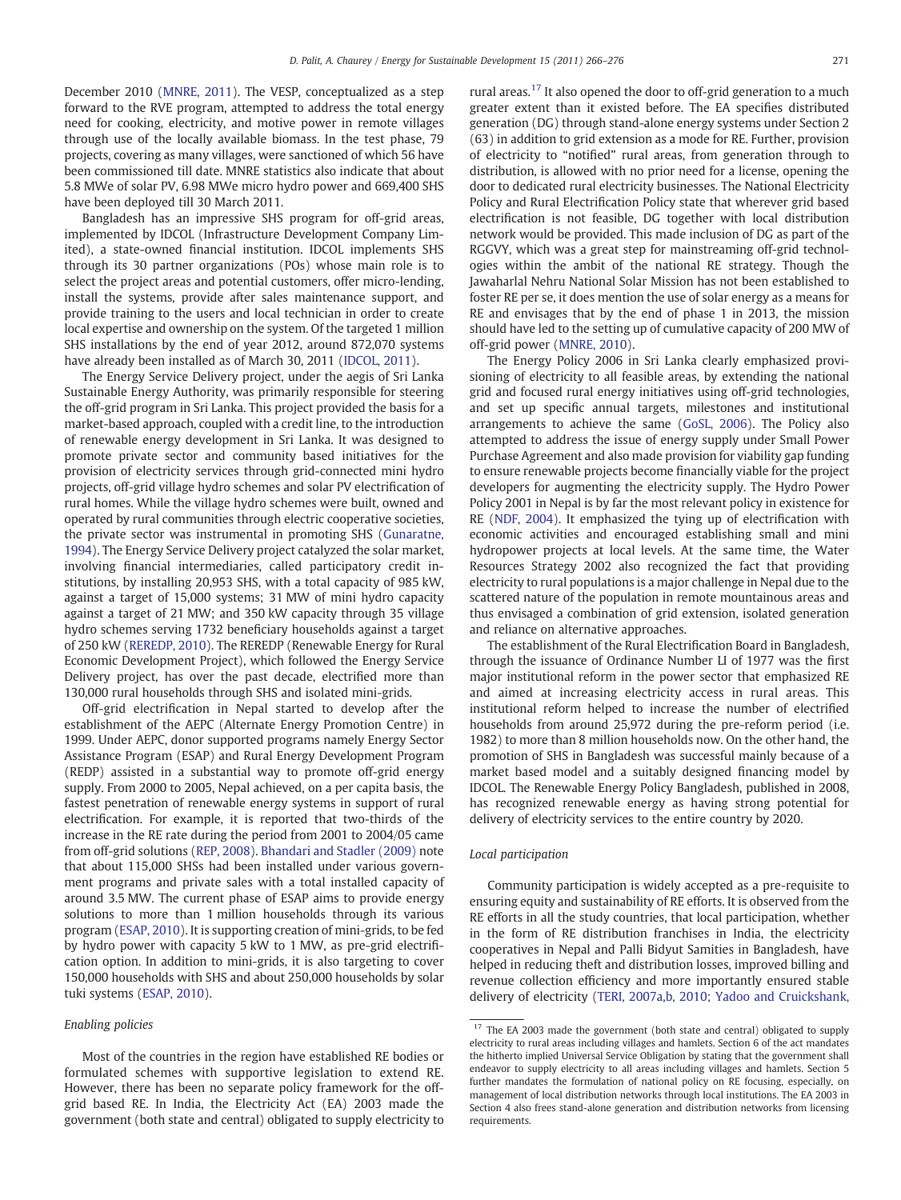December 2010 (MNRE, 2011). The VESP, conceptualized as a step forward to the RVE program, attempted to address the total energy need for cooking, electricity, and motive power in remote villages through use of the locally available biomass. In the test phase, 79 projects, covering as many villages, were sanctioned of which 56 have been commissioned till date. MNRE statistics also indicate that about 5.8 MWe of solar PV, 6.98 MWe micro hydro power and 669,400 SHS have been deployed till 30 March 2011.

Bangladesh has an impressive SHS program for off-grid areas, implemented by IDCOL (Infrastructure Development Company Limited), a state-owned financial institution. IDCOL implements SHS through its 30 partner organizations (POs) whose main role is to select the project areas and potential customers, offer micro-lending, install the systems, provide after sales maintenance support, and provide training to the users and local technician in order to create local expertise and ownership on the system. Of the targeted 1 million SHS installations by the end of year 2012, around 872,070 systems have already been installed as of March 30, 2011 (IDCOL, 2011).

The Energy Service Delivery project, under the aegis of Sri Lanka Sustainable Energy Authority, was primarily responsible for steering the off-grid program in Sri Lanka. This project provided the basis for a market-based approach, coupled with a credit line, to the introduction of renewable energy development in Sri Lanka. It was designed to promote private sector and community based initiatives for the provision of electricity services through grid-connected mini hydro projects, off-grid village hydro schemes and solar PV electrification of rural homes. While the village hydro schemes were built, owned and operated by rural communities through electric cooperative societies, the private sector was instrumental in promoting SHS (Gunaratne, 1994). The Energy Service Delivery project catalyzed the solar market, involving financial intermediaries, called participatory credit institutions, by installing 20,953 SHS, with a total capacity of 985 kW, against a target of 15,000 systems; 31 MW of mini hydro capacity against a target of 21 MW; and 350 kW capacity through 35 village hydro schemes serving 1732 beneficiary households against a target of 250 kW (REREDP, 2010). The REREDP (Renewable Energy for Rural Economic Development Project), which followed the Energy Service Delivery project, has over the past decade, electrified more than 130,000 rural households through SHS and isolated mini-grids.

Off-grid electrification in Nepal started to develop after the establishment of the AEPC (Alternate Energy Promotion Centre) in 1999. Under AEPC, donor supported programs namely Energy Sector Assistance Program (ESAP) and Rural Energy Development Program (REDP) assisted in a substantial way to promote off-grid energy supply. From 2000 to 2005, Nepal achieved, on a per capita basis, the fastest penetration of renewable energy systems in support of rural electrification. For example, it is reported that two-thirds of the increase in the RE rate during the period from 2001 to 2004/05 came from off-grid solutions (REP, 2008). Bhandari and Stadler (2009) note that about 115,000 SHSs had been installed under various government programs and private sales with a total installed capacity of around 3.5 MW. The current phase of ESAP aims to provide energy solutions to more than 1 million households through its various program (ESAP, 2010). It is supporting creation of mini-grids, to be fed by hydro power with capacity 5 kW to 1 MW, as pre-grid electrification option. In addition to mini-grids, it is also targeting to cover 150,000 households with SHS and about 250,000 households by solar tuki systems (ESAP, 2010).

### Enabling policies

Most of the countries in the region have established RE bodies or formulated schemes with supportive legislation to extend RE. However, there has been no separate policy framework for the off-grid based RE. In India, the Electricity Act (EA) 2003 made the government (both state and central) obligated to supply electricity to rural areas.[17] It also opened the door to off-grid generation to a much greater extent than it existed before. The EA specifies distributed generation (DG) through stand-alone energy systems under Section 2 (63) in addition to grid extension as a mode for RE. Further, provision of electricity to "notified" rural areas, from generation through to distribution, is allowed with no prior need for a license, opening the door to dedicated rural electricity businesses. The National Electricity Policy and Rural Electrification Policy state that wherever grid based electrification is not feasible, DG together with local distribution network would be provided. This made inclusion of DG as part of the RGGVY, which was a great step for mainstreaming off-grid technologies within the ambit of the national RE strategy. Though the Jawaharlal Nehru National Solar Mission has not been established to foster RE per se, it does mention the use of solar energy as a means for RE and envisages that by the end of phase 1 in 2013, the mission should have led to the setting up of cumulative capacity of 200 MW of off-grid power (MNRE, 2010).

The Energy Policy 2006 in Sri Lanka clearly emphasized provisioning of electricity to all feasible areas, by extending the national grid and focused rural energy initiatives using off-grid technologies, and set up specific annual targets, milestones and institutional arrangements to achieve the same (GoSL, 2006). The Policy also attempted to address the issue of energy supply under Small Power Purchase Agreement and also made provision for viability gap funding to ensure renewable projects become financially viable for the project developers for augmenting the electricity supply. The Hydro Power Policy 2001 in Nepal is by far the most relevant policy in existence for RE (NDF, 2004). It emphasized the tying up of electrification with economic activities and encouraged establishing small and mini hydropower projects at local levels. At the same time, the Water Resources Strategy 2002 also recognized the fact that providing electricity to rural populations is a major challenge in Nepal due to the scattered nature of the population in remote mountainous areas and thus envisaged a combination of grid extension, isolated generation and reliance on alternative approaches.

The establishment of the Rural Electrification Board in Bangladesh, through the issuance of Ordinance Number LI of 1977 was the first major institutional reform in the power sector that emphasized RE and aimed at increasing electricity access in rural areas. This institutional reform helped to increase the number of electrified households from around 25,972 during the pre-reform period (i.e. 1982) to more than 8 million households now. On the other hand, the promotion of SHS in Bangladesh was successful mainly because of a market based model and a suitably designed financing model by IDCOL. The Renewable Energy Policy Bangladesh, published in 2008, has recognized renewable energy as having strong potential for delivery of electricity services to the entire country by 2020.

### Local participation

Community participation is widely accepted as a pre-requisite to ensuring equity and sustainability of RE efforts. It is observed from the RE efforts in all the study countries, that local participation, whether in the form of RE distribution franchises in India, the electricity cooperatives in Nepal and Palli Bidyut Samities in Bangladesh, have helped in reducing theft and distribution losses, improved billing and revenue collection efficiency and more importantly ensured stable delivery of electricity (TERI, 2007a,b, 2010; Yadoo and Cruickshank,

[17] The EA 2003 made the government (both state and central) obligated to supply electricity to rural areas including villages and hamlets. Section 6 of the act mandates the hitherto implied Universal Service Obligation by stating that the government shall endeavor to supply electricity to all areas including villages and hamlets. Section 5 further mandates the formulation of national policy on RE focusing, especially, on management of local distribution networks through local institutions. The EA 2003 in Section 4 also frees stand-alone generation and distribution networks from licensing requirements.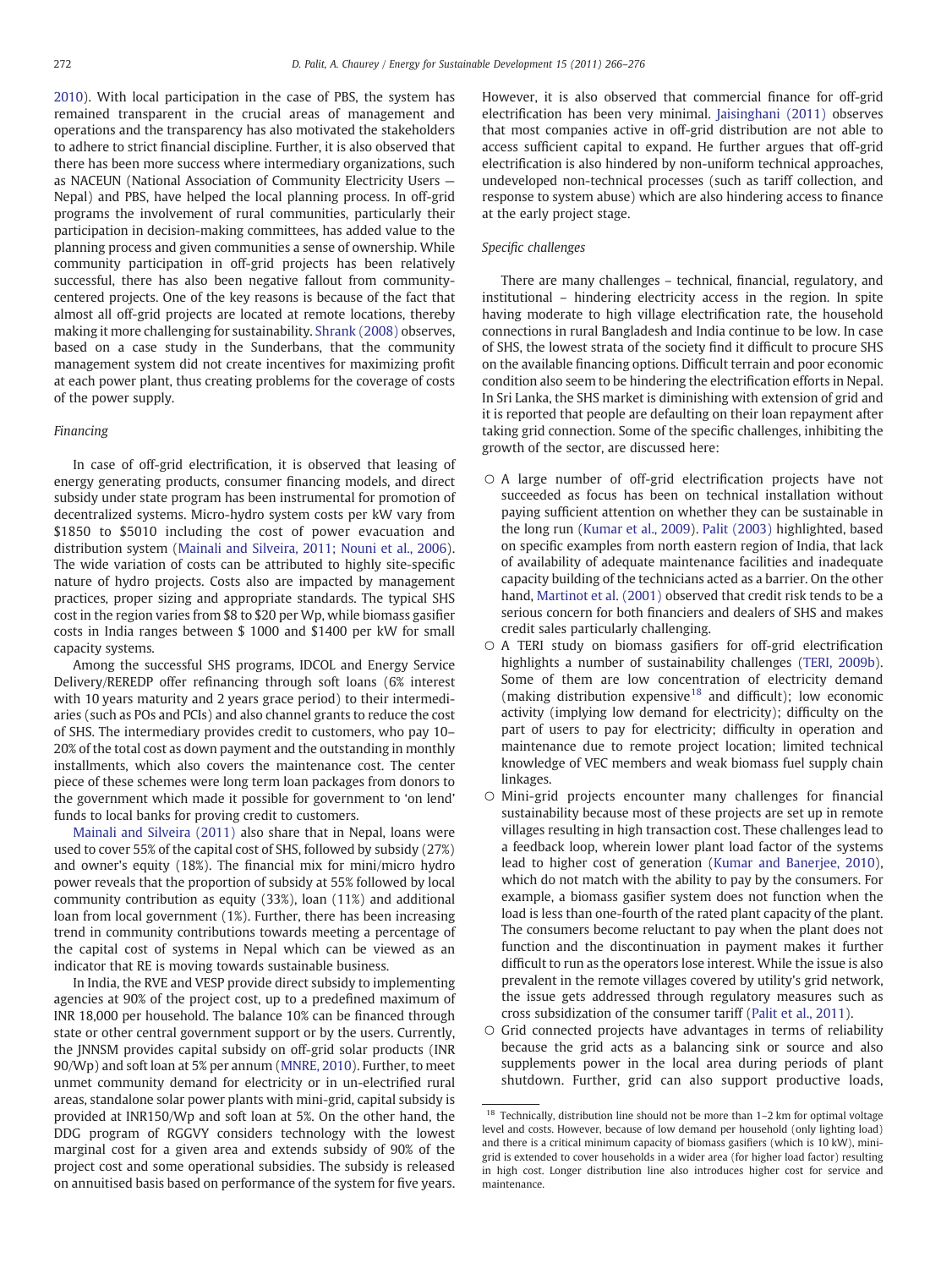2010). With local participation in the case of PBS, the system has remained transparent in the crucial areas of management and operations and the transparency has also motivated the stakeholders to adhere to strict financial discipline. Further, it is also observed that there has been more success where intermediary organizations, such as NACEUN (National Association of Community Electricity Users — Nepal) and PBS, have helped the local planning process. In off-grid programs the involvement of rural communities, particularly their participation in decision-making committees, has added value to the planning process and given communities a sense of ownership. While community participation in off-grid projects has been relatively successful, there has also been negative fallout from community-centered projects. One of the key reasons is because of the fact that almost all off-grid projects are located at remote locations, thereby making it more challenging for sustainability. Shrank (2008) observes, based on a case study in the Sunderbans, that the community management system did not create incentives for maximizing profit at each power plant, thus creating problems for the coverage of costs of the power supply.

*Financing*

In case of off-grid electrification, it is observed that leasing of energy generating products, consumer financing models, and direct subsidy under state program has been instrumental for promotion of decentralized systems. Micro-hydro system costs per kW vary from \$1850 to \$5010 including the cost of power evacuation and distribution system (Mainali and Silveira, 2011; Nouni et al., 2006). The wide variation of costs can be attributed to highly site-specific nature of hydro projects. Costs also are impacted by management practices, proper sizing and appropriate standards. The typical SHS cost in the region varies from \$8 to \$20 per Wp, while biomass gasifier costs in India ranges between \$ 1000 and \$1400 per kW for small capacity systems.

Among the successful SHS programs, IDCOL and Energy Service Delivery/REREDP offer refinancing through soft loans (6% interest with 10 years maturity and 2 years grace period) to their intermediaries (such as POs and PCIs) and also channel grants to reduce the cost of SHS. The intermediary provides credit to customers, who pay 10–20% of the total cost as down payment and the outstanding in monthly installments, which also covers the maintenance cost. The center piece of these schemes were long term loan packages from donors to the government which made it possible for government to 'on lend' funds to local banks for proving credit to customers.

Mainali and Silveira (2011) also share that in Nepal, loans were used to cover 55% of the capital cost of SHS, followed by subsidy (27%) and owner's equity (18%). The financial mix for mini/micro hydro power reveals that the proportion of subsidy at 55% followed by local community contribution as equity (33%), loan (11%) and additional loan from local government (1%). Further, there has been increasing trend in community contributions towards meeting a percentage of the capital cost of systems in Nepal which can be viewed as an indicator that RE is moving towards sustainable business.

In India, the RVE and VESP provide direct subsidy to implementing agencies at 90% of the project cost, up to a predefined maximum of INR 18,000 per household. The balance 10% can be financed through state or other central government support or by the users. Currently, the JNNSM provides capital subsidy on off-grid solar products (INR 90/Wp) and soft loan at 5% per annum (MNRE, 2010). Further, to meet unmet community demand for electricity or in un-electrified rural areas, standalone solar power plants with mini-grid, capital subsidy is provided at INR150/Wp and soft loan at 5%. On the other hand, the DDG program of RGGVY considers technology with the lowest marginal cost for a given area and extends subsidy of 90% of the project cost and some operational subsidies. The subsidy is released on annuitised basis based on performance of the system for five years. However, it is also observed that commercial finance for off-grid electrification has been very minimal. Jaisinghani (2011) observes that most companies active in off-grid distribution are not able to access sufficient capital to expand. He further argues that off-grid electrification is also hindered by non-uniform technical approaches, undeveloped non-technical processes (such as tariff collection, and response to system abuse) which are also hindering access to finance at the early project stage.

*Specific challenges*

There are many challenges – technical, financial, regulatory, and institutional – hindering electricity access in the region. In spite having moderate to high village electrification rate, the household connections in rural Bangladesh and India continue to be low. In case of SHS, the lowest strata of the society find it difficult to procure SHS on the available financing options. Difficult terrain and poor economic condition also seem to be hindering the electrification efforts in Nepal. In Sri Lanka, the SHS market is diminishing with extension of grid and it is reported that people are defaulting on their loan repayment after taking grid connection. Some of the specific challenges, inhibiting the growth of the sector, are discussed here:

- A large number of off-grid electrification projects have not succeeded as focus has been on technical installation without paying sufficient attention on whether they can be sustainable in the long run (Kumar et al., 2009). Palit (2003) highlighted, based on specific examples from north eastern region of India, that lack of availability of adequate maintenance facilities and inadequate capacity building of the technicians acted as a barrier. On the other hand, Martinot et al. (2001) observed that credit risk tends to be a serious concern for both financiers and dealers of SHS and makes credit sales particularly challenging.
- A TERI study on biomass gasifiers for off-grid electrification highlights a number of sustainability challenges (TERI, 2009b). Some of them are low concentration of electricity demand (making distribution expensive[18] and difficult); low economic activity (implying low demand for electricity); difficulty on the part of users to pay for electricity; difficulty in operation and maintenance due to remote project location; limited technical knowledge of VEC members and weak biomass fuel supply chain linkages.
- Mini-grid projects encounter many challenges for financial sustainability because most of these projects are set up in remote villages resulting in high transaction cost. These challenges lead to a feedback loop, wherein lower plant load factor of the systems lead to higher cost of generation (Kumar and Banerjee, 2010), which do not match with the ability to pay by the consumers. For example, a biomass gasifier system does not function when the load is less than one-fourth of the rated plant capacity of the plant. The consumers become reluctant to pay when the plant does not function and the discontinuation in payment makes it further difficult to run as the operators lose interest. While the issue is also prevalent in the remote villages covered by utility's grid network, the issue gets addressed through regulatory measures such as cross subsidization of the consumer tariff (Palit et al., 2011).
- Grid connected projects have advantages in terms of reliability because the grid acts as a balancing sink or source and also supplements power in the local area during periods of plant shutdown. Further, grid can also support productive loads,

[18] Technically, distribution line should not be more than 1–2 km for optimal voltage level and costs. However, because of low demand per household (only lighting load) and there is a critical minimum capacity of biomass gasifiers (which is 10 kW), mini-grid is extended to cover households in a wider area (for higher load factor) resulting in high cost. Longer distribution line also introduces higher cost for service and maintenance.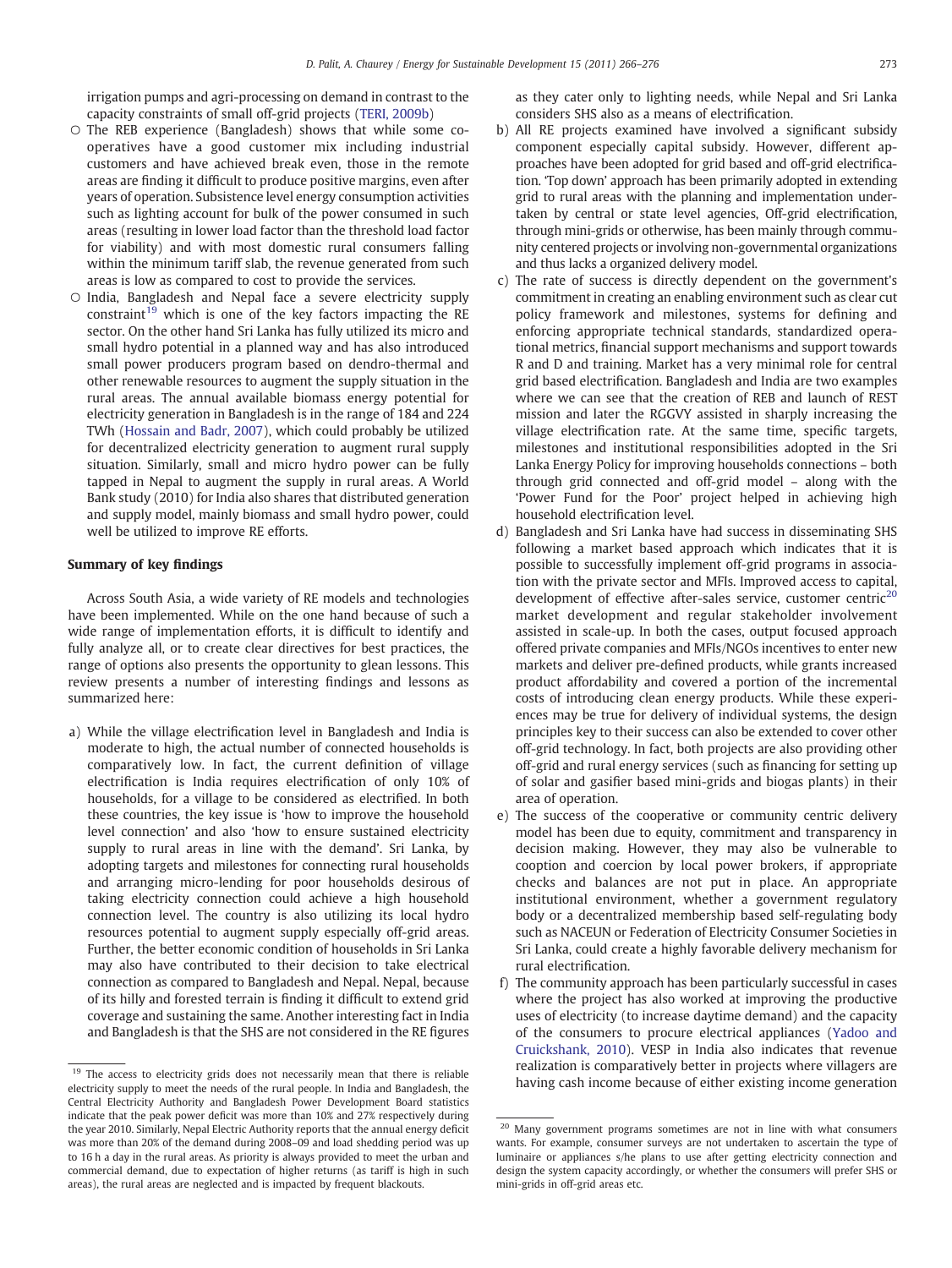irrigation pumps and agri-processing on demand in contrast to the capacity constraints of small off-grid projects (TERI, 2009b)

- The REB experience (Bangladesh) shows that while some co-operatives have a good customer mix including industrial customers and have achieved break even, those in the remote areas are finding it difficult to produce positive margins, even after years of operation. Subsistence level energy consumption activities such as lighting account for bulk of the power consumed in such areas (resulting in lower load factor than the threshold load factor for viability) and with most domestic rural consumers falling within the minimum tariff slab, the revenue generated from such areas is low as compared to cost to provide the services.
- India, Bangladesh and Nepal face a severe electricity supply constraint[19] which is one of the key factors impacting the RE sector. On the other hand Sri Lanka has fully utilized its micro and small hydro potential in a planned way and has also introduced small power producers program based on dendro-thermal and other renewable resources to augment the supply situation in the rural areas. The annual available biomass energy potential for electricity generation in Bangladesh is in the range of 184 and 224 TWh (Hossain and Badr, 2007), which could probably be utilized for decentralized electricity generation to augment rural supply situation. Similarly, small and micro hydro power can be fully tapped in Nepal to augment the supply in rural areas. A World Bank study (2010) for India also shares that distributed generation and supply model, mainly biomass and small hydro power, could well be utilized to improve RE efforts.

## Summary of key findings

Across South Asia, a wide variety of RE models and technologies have been implemented. While on the one hand because of such a wide range of implementation efforts, it is difficult to identify and fully analyze all, or to create clear directives for best practices, the range of options also presents the opportunity to glean lessons. This review presents a number of interesting findings and lessons as summarized here:

a) While the village electrification level in Bangladesh and India is moderate to high, the actual number of connected households is comparatively low. In fact, the current definition of village electrification is India requires electrification of only 10% of households, for a village to be considered as electrified. In both these countries, the key issue is 'how to improve the household level connection' and also 'how to ensure sustained electricity supply to rural areas in line with the demand'. Sri Lanka, by adopting targets and milestones for connecting rural households and arranging micro-lending for poor households desirous of taking electricity connection could achieve a high household connection level. The country is also utilizing its local hydro resources potential to augment supply especially off-grid areas. Further, the better economic condition of households in Sri Lanka may also have contributed to their decision to take electrical connection as compared to Bangladesh and Nepal. Nepal, because of its hilly and forested terrain is finding it difficult to extend grid coverage and sustaining the same. Another interesting fact in India and Bangladesh is that the SHS are not considered in the RE figures as they cater only to lighting needs, while Nepal and Sri Lanka considers SHS also as a means of electrification.

b) All RE projects examined have involved a significant subsidy component especially capital subsidy. However, different approaches have been adopted for grid based and off-grid electrification. 'Top down' approach has been primarily adopted in extending grid to rural areas with the planning and implementation undertaken by central or state level agencies, Off-grid electrification, through mini-grids or otherwise, has been mainly through community centered projects or involving non-governmental organizations and thus lacks a organized delivery model.

c) The rate of success is directly dependent on the government's commitment in creating an enabling environment such as clear cut policy framework and milestones, systems for defining and enforcing appropriate technical standards, standardized operational metrics, financial support mechanisms and support towards R and D and training. Market has a very minimal role for central grid based electrification. Bangladesh and India are two examples where we can see that the creation of REB and launch of REST mission and later the RGGVY assisted in sharply increasing the village electrification rate. At the same time, specific targets, milestones and institutional responsibilities adopted in the Sri Lanka Energy Policy for improving households connections – both through grid connected and off-grid model – along with the 'Power Fund for the Poor' project helped in achieving high household electrification level.

d) Bangladesh and Sri Lanka have had success in disseminating SHS following a market based approach which indicates that it is possible to successfully implement off-grid programs in association with the private sector and MFIs. Improved access to capital, development of effective after-sales service, customer centric[20] market development and regular stakeholder involvement assisted in scale-up. In both the cases, output focused approach offered private companies and MFIs/NGOs incentives to enter new markets and deliver pre-defined products, while grants increased product affordability and covered a portion of the incremental costs of introducing clean energy products. While these experiences may be true for delivery of individual systems, the design principles key to their success can also be extended to cover other off-grid technology. In fact, both projects are also providing other off-grid and rural energy services (such as financing for setting up of solar and gasifier based mini-grids and biogas plants) in their area of operation.

e) The success of the cooperative or community centric delivery model has been due to equity, commitment and transparency in decision making. However, they may also be vulnerable to cooption and coercion by local power brokers, if appropriate checks and balances are not put in place. An appropriate institutional environment, whether a government regulatory body or a decentralized membership based self-regulating body such as NACEUN or Federation of Electricity Consumer Societies in Sri Lanka, could create a highly favorable delivery mechanism for rural electrification.

f) The community approach has been particularly successful in cases where the project has also worked at improving the productive uses of electricity (to increase daytime demand) and the capacity of the consumers to procure electrical appliances (Yadoo and Cruickshank, 2010). VESP in India also indicates that revenue realization is comparatively better in projects where villagers are having cash income because of either existing income generation

[19] The access to electricity grids does not necessarily mean that there is reliable electricity supply to meet the needs of the rural people. In India and Bangladesh, the Central Electricity Authority and Bangladesh Power Development Board statistics indicate that the peak power deficit was more than 10% and 27% respectively during the year 2010. Similarly, Nepal Electric Authority reports that the annual energy deficit was more than 20% of the demand during 2008–09 and load shedding period was up to 16 h a day in the rural areas. As priority is always provided to meet the urban and commercial demand, due to expectation of higher returns (as tariff is high in such areas), the rural areas are neglected and is impacted by frequent blackouts.

[20] Many government programs sometimes are not in line with what consumers wants. For example, consumer surveys are not undertaken to ascertain the type of luminaire or appliances s/he plans to use after getting electricity connection and design the system capacity accordingly, or whether the consumers will prefer SHS or mini-grids in off-grid areas etc.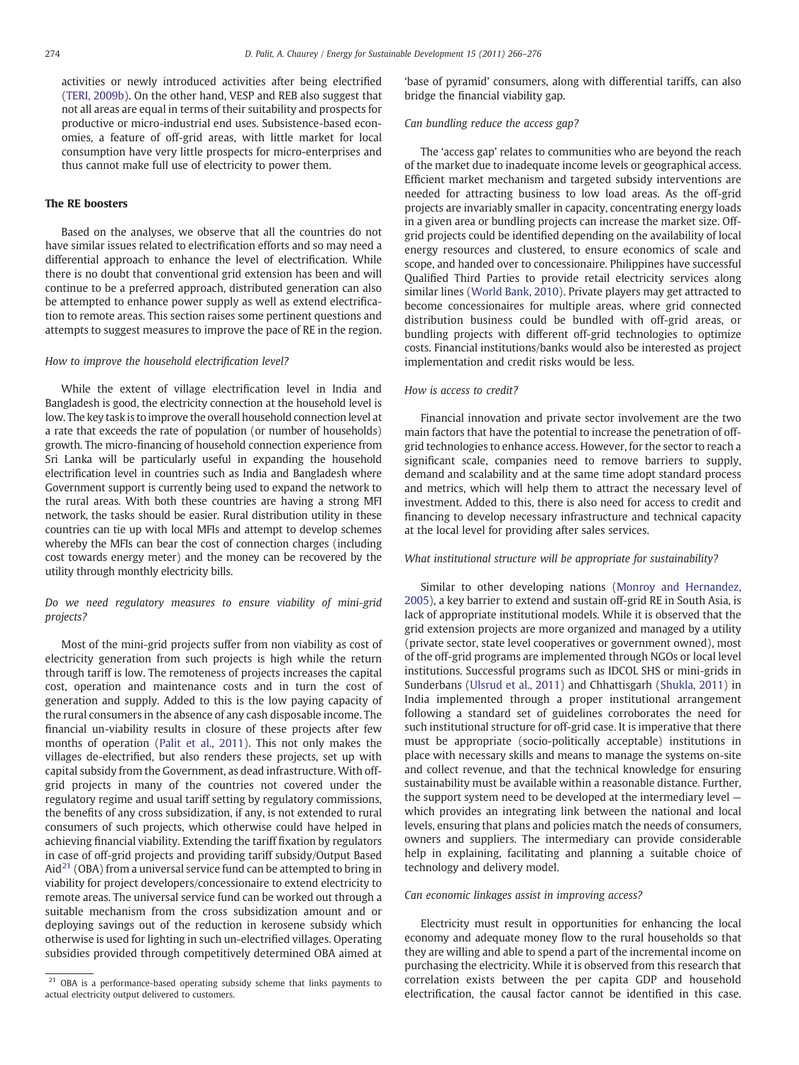activities or newly introduced activities after being electrified (TERI, 2009b). On the other hand, VESP and REB also suggest that not all areas are equal in terms of their suitability and prospects for productive or micro-industrial end uses. Subsistence-based economies, a feature of off-grid areas, with little market for local consumption have very little prospects for micro-enterprises and thus cannot make full use of electricity to power them.

## The RE boosters

Based on the analyses, we observe that all the countries do not have similar issues related to electrification efforts and so may need a differential approach to enhance the level of electrification. While there is no doubt that conventional grid extension has been and will continue to be a preferred approach, distributed generation can also be attempted to enhance power supply as well as extend electrification to remote areas. This section raises some pertinent questions and attempts to suggest measures to improve the pace of RE in the region.

### *How to improve the household electrification level?*

While the extent of village electrification level in India and Bangladesh is good, the electricity connection at the household level is low. The key task is to improve the overall household connection level at a rate that exceeds the rate of population (or number of households) growth. The micro-financing of household connection experience from Sri Lanka will be particularly useful in expanding the household electrification level in countries such as India and Bangladesh where Government support is currently being used to expand the network to the rural areas. With both these countries are having a strong MFI network, the tasks should be easier. Rural distribution utility in these countries can tie up with local MFIs and attempt to develop schemes whereby the MFIs can bear the cost of connection charges (including cost towards energy meter) and the money can be recovered by the utility through monthly electricity bills.

### *Do we need regulatory measures to ensure viability of mini-grid projects?*

Most of the mini-grid projects suffer from non viability as cost of electricity generation from such projects is high while the return through tariff is low. The remoteness of projects increases the capital cost, operation and maintenance costs and in turn the cost of generation and supply. Added to this is the low paying capacity of the rural consumers in the absence of any cash disposable income. The financial un-viability results in closure of these projects after few months of operation (Palit et al., 2011). This not only makes the villages de-electrified, but also renders these projects, set up with capital subsidy from the Government, as dead infrastructure. With off-grid projects in many of the countries not covered under the regulatory regime and usual tariff setting by regulatory commissions, the benefits of any cross subsidization, if any, is not extended to rural consumers of such projects, which otherwise could have helped in achieving financial viability. Extending the tariff fixation by regulators in case of off-grid projects and providing tariff subsidy/Output Based Aid[21] (OBA) from a universal service fund can be attempted to bring in viability for project developers/concessionaire to extend electricity to remote areas. The universal service fund can be worked out through a suitable mechanism from the cross subsidization amount and or deploying savings out of the reduction in kerosene subsidy which otherwise is used for lighting in such un-electrified villages. Operating subsidies provided through competitively determined OBA aimed at 'base of pyramid' consumers, along with differential tariffs, can also bridge the financial viability gap.

### *Can bundling reduce the access gap?*

The 'access gap' relates to communities who are beyond the reach of the market due to inadequate income levels or geographical access. Efficient market mechanism and targeted subsidy interventions are needed for attracting business to low load areas. As the off-grid projects are invariably smaller in capacity, concentrating energy loads in a given area or bundling projects can increase the market size. Off-grid projects could be identified depending on the availability of local energy resources and clustered, to ensure economics of scale and scope, and handed over to concessionaire. Philippines have successful Qualified Third Parties to provide retail electricity services along similar lines (World Bank, 2010). Private players may get attracted to become concessionaires for multiple areas, where grid connected distribution business could be bundled with off-grid areas, or bundling projects with different off-grid technologies to optimize costs. Financial institutions/banks would also be interested as project implementation and credit risks would be less.

### *How is access to credit?*

Financial innovation and private sector involvement are the two main factors that have the potential to increase the penetration of off-grid technologies to enhance access. However, for the sector to reach a significant scale, companies need to remove barriers to supply, demand and scalability and at the same time adopt standard process and metrics, which will help them to attract the necessary level of investment. Added to this, there is also need for access to credit and financing to develop necessary infrastructure and technical capacity at the local level for providing after sales services.

### *What institutional structure will be appropriate for sustainability?*

Similar to other developing nations (Monroy and Hernandez, 2005), a key barrier to extend and sustain off-grid RE in South Asia, is lack of appropriate institutional models. While it is observed that the grid extension projects are more organized and managed by a utility (private sector, state level cooperatives or government owned), most of the off-grid programs are implemented through NGOs or local level institutions. Successful programs such as IDCOL SHS or mini-grids in Sunderbans (Ulsrud et al., 2011) and Chhattisgarh (Shukla, 2011) in India implemented through a proper institutional arrangement following a standard set of guidelines corroborates the need for such institutional structure for off-grid case. It is imperative that there must be appropriate (socio-politically acceptable) institutions in place with necessary skills and means to manage the systems on-site and collect revenue, and that the technical knowledge for ensuring sustainability must be available within a reasonable distance. Further, the support system need to be developed at the intermediary level — which provides an integrating link between the national and local levels, ensuring that plans and policies match the needs of consumers, owners and suppliers. The intermediary can provide considerable help in explaining, facilitating and planning a suitable choice of technology and delivery model.

### *Can economic linkages assist in improving access?*

Electricity must result in opportunities for enhancing the local economy and adequate money flow to the rural households so that they are willing and able to spend a part of the incremental income on purchasing the electricity. While it is observed from this research that correlation exists between the per capita GDP and household electrification, the causal factor cannot be identified in this case.

[21] OBA is a performance-based operating subsidy scheme that links payments to actual electricity output delivered to customers.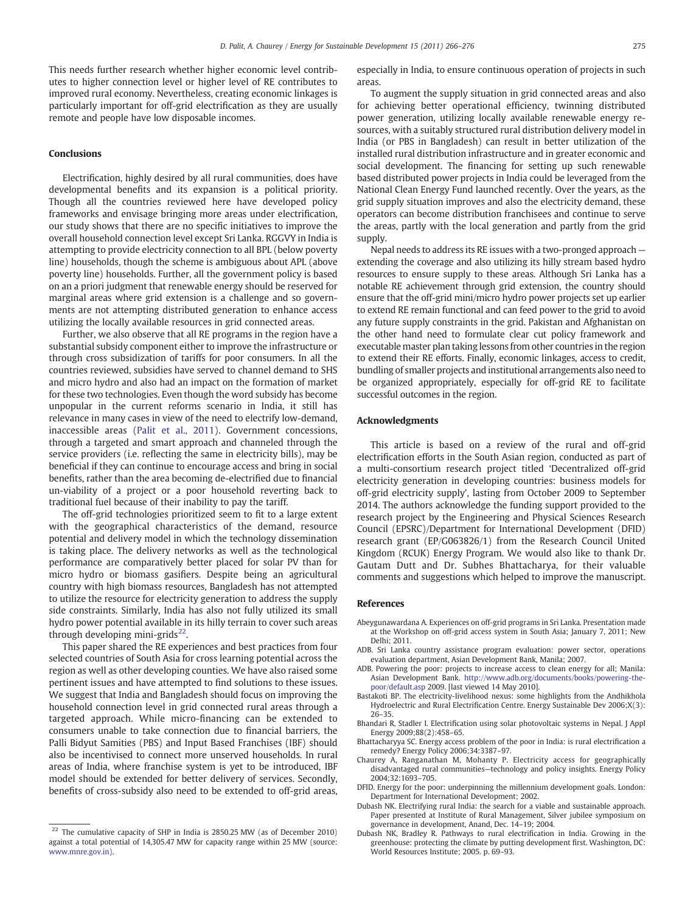This needs further research whether higher economic level contributes to higher connection level or higher level of RE contributes to improved rural economy. Nevertheless, creating economic linkages is particularly important for off-grid electrification as they are usually remote and people have low disposable incomes.

## Conclusions

Electrification, highly desired by all rural communities, does have developmental benefits and its expansion is a political priority. Though all the countries reviewed here have developed policy frameworks and envisage bringing more areas under electrification, our study shows that there are no specific initiatives to improve the overall household connection level except Sri Lanka. RGGVY in India is attempting to provide electricity connection to all BPL (below poverty line) households, though the scheme is ambiguous about APL (above poverty line) households. Further, all the government policy is based on an a priori judgment that renewable energy should be reserved for marginal areas where grid extension is a challenge and so governments are not attempting distributed generation to enhance access utilizing the locally available resources in grid connected areas.

Further, we also observe that all RE programs in the region have a substantial subsidy component either to improve the infrastructure or through cross subsidization of tariffs for poor consumers. In all the countries reviewed, subsidies have served to channel demand to SHS and micro hydro and also had an impact on the formation of market for these two technologies. Even though the word subsidy has become unpopular in the current reforms scenario in India, it still has relevance in many cases in view of the need to electrify low-demand, inaccessible areas (Palit et al., 2011). Government concessions, through a targeted and smart approach and channeled through the service providers (i.e. reflecting the same in electricity bills), may be beneficial if they can continue to encourage access and bring in social benefits, rather than the area becoming de-electrified due to financial un-viability of a project or a poor household reverting back to traditional fuel because of their inability to pay the tariff.

The off-grid technologies prioritized seem to fit to a large extent with the geographical characteristics of the demand, resource potential and delivery model in which the technology dissemination is taking place. The delivery networks as well as the technological performance are comparatively better placed for solar PV than for micro hydro or biomass gasifiers. Despite being an agricultural country with high biomass resources, Bangladesh has not attempted to utilize the resource for electricity generation to address the supply side constraints. Similarly, India has also not fully utilized its small hydro power potential available in its hilly terrain to cover such areas through developing mini-grids[22].

This paper shared the RE experiences and best practices from four selected countries of South Asia for cross learning potential across the region as well as other developing counties. We have also raised some pertinent issues and have attempted to find solutions to these issues. We suggest that India and Bangladesh should focus on improving the household connection level in grid connected rural areas through a targeted approach. While micro-financing can be extended to consumers unable to take connection due to financial barriers, the Palli Bidyut Samities (PBS) and Input Based Franchises (IBF) should also be incentivised to connect more unserved households. In rural areas of India, where franchise system is yet to be introduced, IBF model should be extended for better delivery of services. Secondly, benefits of cross-subsidy also need to be extended to off-grid areas, especially in India, to ensure continuous operation of projects in such areas.

To augment the supply situation in grid connected areas and also for achieving better operational efficiency, twinning distributed power generation, utilizing locally available renewable energy resources, with a suitably structured rural distribution delivery model in India (or PBS in Bangladesh) can result in better utilization of the installed rural distribution infrastructure and in greater economic and social development. The financing for setting up such renewable based distributed power projects in India could be leveraged from the National Clean Energy Fund launched recently. Over the years, as the grid supply situation improves and also the electricity demand, these operators can become distribution franchisees and continue to serve the areas, partly with the local generation and partly from the grid supply.

Nepal needs to address its RE issues with a two-pronged approach — extending the coverage and also utilizing its hilly stream based hydro resources to ensure supply to these areas. Although Sri Lanka has a notable RE achievement through grid extension, the country should ensure that the off-grid mini/micro hydro power projects set up earlier to extend RE remain functional and can feed power to the grid to avoid any future supply constraints in the grid. Pakistan and Afghanistan on the other hand need to formulate clear cut policy framework and executable master plan taking lessons from other countries in the region to extend their RE efforts. Finally, economic linkages, access to credit, bundling of smaller projects and institutional arrangements also need to be organized appropriately, especially for off-grid RE to facilitate successful outcomes in the region.

## Acknowledgments

This article is based on a review of the rural and off-grid electrification efforts in the South Asian region, conducted as part of a multi-consortium research project titled 'Decentralized off-grid electricity generation in developing countries: business models for off-grid electricity supply', lasting from October 2009 to September 2014. The authors acknowledge the funding support provided to the research project by the Engineering and Physical Sciences Research Council (EPSRC)/Department for International Development (DFID) research grant (EP/G063826/1) from the Research Council United Kingdom (RCUK) Energy Program. We would also like to thank Dr. Gautam Dutt and Dr. Subhes Bhattacharya, for their valuable comments and suggestions which helped to improve the manuscript.

## References

Abeygunawardana A. Experiences on off-grid programs in Sri Lanka. Presentation made at the Workshop on off-grid access system in South Asia; January 7, 2011; New Delhi; 2011.

ADB. Sri Lanka country assistance program evaluation: power sector, operations evaluation department, Asian Development Bank, Manila; 2007.

ADB. Powering the poor: projects to increase access to clean energy for all; Manila: Asian Development Bank. http://www.adb.org/documents/books/powering-the-poor/default.asp 2009. [last viewed 14 May 2010].

Bastakoti BP. The electricity-livelihood nexus: some highlights from the Andhikhola Hydroelectric and Rural Electrification Centre. Energy Sustainable Dev 2006;X(3): 26–35.

Bhandari R, Stadler I. Electrification using solar photovoltaic systems in Nepal. J Appl Energy 2009;88(2):458–65.

Bhattacharyya SC. Energy access problem of the poor in India: is rural electrification a remedy? Energy Policy 2006;34:3387–97.

Chaurey A, Ranganathan M, Mohanty P. Electricity access for geographically disadvantaged rural communities—technology and policy insights. Energy Policy 2004;32:1693–705.

DFID. Energy for the poor: underpinning the millennium development goals. London: Department for International Development; 2002.

Dubash NK. Electrifying rural India: the search for a viable and sustainable approach. Paper presented at Institute of Rural Management, Silver jubilee symposium on governance in development, Anand, Dec. 14–19; 2004.

Dubash NK, Bradley R. Pathways to rural electrification in India. Growing in the greenhouse: protecting the climate by putting development first. Washington, DC: World Resources Institute; 2005. p. 69–93.

[22] The cumulative capacity of SHP in India is 2850.25 MW (as of December 2010) against a total potential of 14,305.47 MW for capacity range within 25 MW (source: www.mnre.gov.in).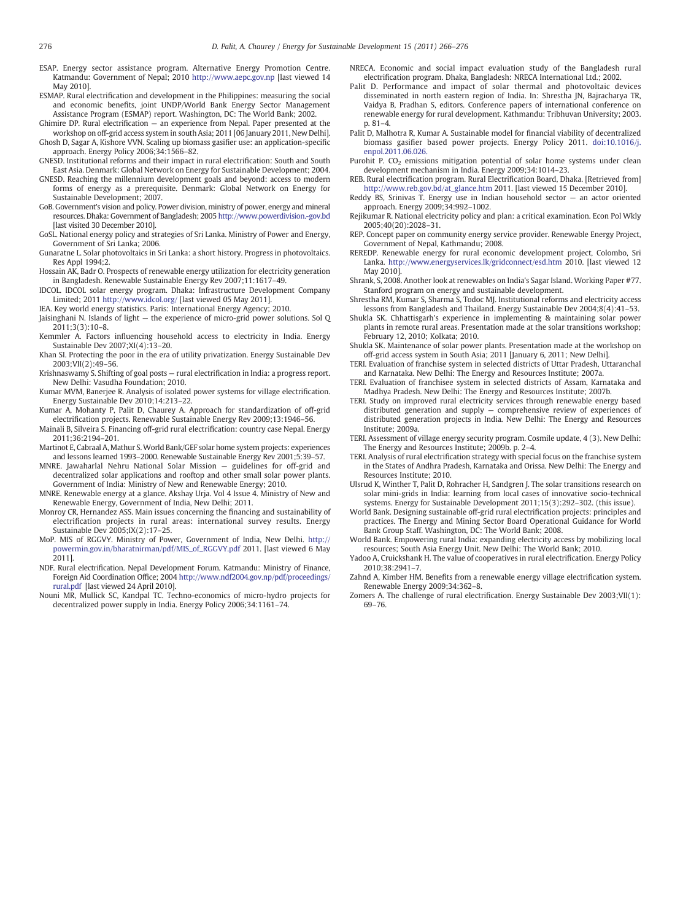ESAP. Energy sector assistance program. Alternative Energy Promotion Centre. Katmandu: Government of Nepal; 2010 http://www.aepc.gov.np [last viewed 14 May 2010].

ESMAP. Rural electrification and development in the Philippines: measuring the social and economic benefits, joint UNDP/World Bank Energy Sector Management Assistance Program (ESMAP) report. Washington, DC: The World Bank; 2002.

Ghimire DP. Rural electrification — an experience from Nepal. Paper presented at the workshop on off-grid access system in south Asia; 2011 [06 January 2011, New Delhi].

Ghosh D, Sagar A, Kishore VVN. Scaling up biomass gasifier use: an application-specific approach. Energy Policy 2006;34:1566–82.

GNESD. Institutional reforms and their impact in rural electrification: South and South East Asia. Denmark: Global Network on Energy for Sustainable Development; 2004.

GNESD. Reaching the millennium development goals and beyond: access to modern forms of energy as a prerequisite. Denmark: Global Network on Energy for Sustainable Development; 2007.

GoB. Government's vision and policy. Power division, ministry of power, energy and mineral resources. Dhaka: Government of Bangladesh; 2005 http://www.powerdivision.-gov.bd [last visited 30 December 2010].

GoSL. National energy policy and strategies of Sri Lanka. Ministry of Power and Energy, Government of Sri Lanka; 2006.

Gunaratne L. Solar photovoltaics in Sri Lanka: a short history. Progress in photovoltaics. Res Appl 1994;2.

Hossain AK, Badr O. Prospects of renewable energy utilization for electricity generation in Bangladesh. Renewable Sustainable Energy Rev 2007;11:1617–49.

IDCOL. IDCOL solar energy program. Dhaka: Infrastructure Development Company Limited; 2011 http://www.idcol.org/ [last viewed 05 May 2011].

IEA. Key world energy statistics. Paris: International Energy Agency; 2010.

Jaisinghani N. Islands of light — the experience of micro-grid power solutions. Sol Q 2011;3(3):10–8.

Kemmler A. Factors influencing household access to electricity in India. Energy Sustainable Dev 2007;XI(4):13–20.

Khan SI. Protecting the poor in the era of utility privatization. Energy Sustainable Dev 2003;VII(2):49–56.

Krishnaswamy S. Shifting of goal posts — rural electrification in India: a progress report. New Delhi: Vasudha Foundation; 2010.

Kumar MVM, Banerjee R. Analysis of isolated power systems for village electrification. Energy Sustainable Dev 2010;14:213–22.

Kumar A, Mohanty P, Palit D, Chaurey A. Approach for standardization of off-grid electrification projects. Renewable Sustainable Energy Rev 2009;13:1946–56.

Mainali B, Silveira S. Financing off-grid rural electrification: country case Nepal. Energy 2011;36:2194–201.

Martinot E, Cabraal A, Mathur S. World Bank/GEF solar home system projects: experiences and lessons learned 1993–2000. Renewable Sustainable Energy Rev 2001;5:39–57.

MNRE. Jawaharlal Nehru National Solar Mission — guidelines for off-grid and decentralized solar applications and rooftop and other small solar power plants. Government of India: Ministry of New and Renewable Energy; 2010.

MNRE. Renewable energy at a glance. Akshay Urja. Vol 4 Issue 4. Ministry of New and Renewable Energy, Government of India, New Delhi; 2011.

Monroy CR, Hernandez ASS. Main issues concerning the financing and sustainability of electrification projects in rural areas: international survey results. Energy Sustainable Dev 2005;IX(2):17–25.

MoP. MIS of RGGVY. Ministry of Power, Government of India, New Delhi. http://powermin.gov.in/bharatnirman/pdf/MIS_of_RGGVY.pdf 2011. [last viewed 6 May 2011].

NDF. Rural electrification. Nepal Development Forum. Katmandu: Ministry of Finance, Foreign Aid Coordination Office; 2004 http://www.ndf2004.gov.np/pdf/proceedings/rural.pdf [last viewed 24 April 2010].

Nouni MR, Mullick SC, Kandpal TC. Techno-economics of micro-hydro projects for decentralized power supply in India. Energy Policy 2006;34:1161–74.

NRECA. Economic and social impact evaluation study of the Bangladesh rural electrification program. Dhaka, Bangladesh: NRECA International Ltd.; 2002.

Palit D. Performance and impact of solar thermal and photovoltaic devices disseminated in north eastern region of India. In: Shrestha JN, Bajracharya TR, Vaidya B, Pradhan S, editors. Conference papers of international conference on renewable energy for rural development. Kathmandu: Tribhuvan University; 2003. p. 81–4.

Palit D, Malhotra R, Kumar A. Sustainable model for financial viability of decentralized biomass gasifier based power projects. Energy Policy 2011. doi:10.1016/j.enpol.2011.06.026.

Purohit P. $CO_2$ emissions mitigation potential of solar home systems under clean development mechanism in India. Energy 2009;34:1014–23.

REB. Rural electrification program. Rural Electrification Board, Dhaka. [Retrieved from] http://www.reb.gov.bd/at_glance.htm 2011. [last viewed 15 December 2010].

Reddy BS, Srinivas T. Energy use in Indian household sector — an actor oriented approach. Energy 2009;34:992–1002.

Rejikumar R. National electricity policy and plan: a critical examination. Econ Pol Wkly 2005;40(20):2028–31.

REP. Concept paper on community energy service provider. Renewable Energy Project, Government of Nepal, Kathmandu; 2008.

RERED P. Renewable energy for rural economic development project, Colombo, Sri Lanka. http://www.energyservices.lk/gridconnect/esd.htm 2010. [last viewed 12 May 2010].

Shrank, S, 2008. Another look at renewables on India's Sagar Island. Working Paper #77. Stanford program on energy and sustainable development.

Shrestha RM, Kumar S, Sharma S, Todoc MJ. Institutional reforms and electricity access lessons from Bangladesh and Thailand. Energy Sustainable Dev 2004;8(4):41–53.

Shukla SK. Chhattisgarh's experience in implementing & maintaining solar power plants in remote rural areas. Presentation made at the solar transitions workshop; February 12, 2010; Kolkata; 2010.

Shukla SK. Maintenance of solar power plants. Presentation made at the workshop on off-grid access system in South Asia; 2011 [January 6, 2011; New Delhi].

TERI. Evaluation of franchise system in selected districts of Uttar Pradesh, Uttaranchal and Karnataka. New Delhi: The Energy and Resources Institute; 2007a.

TERI. Evaluation of franchisee system in selected districts of Assam, Karnataka and Madhya Pradesh. New Delhi: The Energy and Resources Institute; 2007b.

TERI. Study on improved rural electricity services through renewable energy based distributed generation and supply — comprehensive review of experiences of distributed generation projects in India. New Delhi: The Energy and Resources Institute; 2009a.

TERI. Assessment of village energy security program. Cosmile update, 4 (3). New Delhi: The Energy and Resources Institute; 2009b. p. 2–4.

TERI. Analysis of rural electrification strategy with special focus on the franchise system in the States of Andhra Pradesh, Karnataka and Orissa. New Delhi: The Energy and Resources Institute; 2010.

Ulsrud K, Winther T, Palit D, Rohracher H, Sandgren J. The solar transitions research on solar mini-grids in India: learning from local cases of innovative socio-technical systems. Energy for Sustainable Development 2011;15(3):292–302. (this issue).

World Bank. Designing sustainable off-grid rural electrification projects: principles and practices. The Energy and Mining Sector Board Operational Guidance for World Bank Group Staff. Washington, DC: The World Bank; 2008.

World Bank. Empowering rural India: expanding electricity access by mobilizing local resources; South Asia Energy Unit. New Delhi: The World Bank; 2010.

Yadoo A, Cruickshank H. The value of cooperatives in rural electrification. Energy Policy 2010;38:2941–7.

Zahnd A, Kimber HM. Benefits from a renewable energy village electrification system. Renewable Energy 2009;34:362–8.

Zomers A. The challenge of rural electrification. Energy Sustainable Dev 2003;VII(1):69–76.